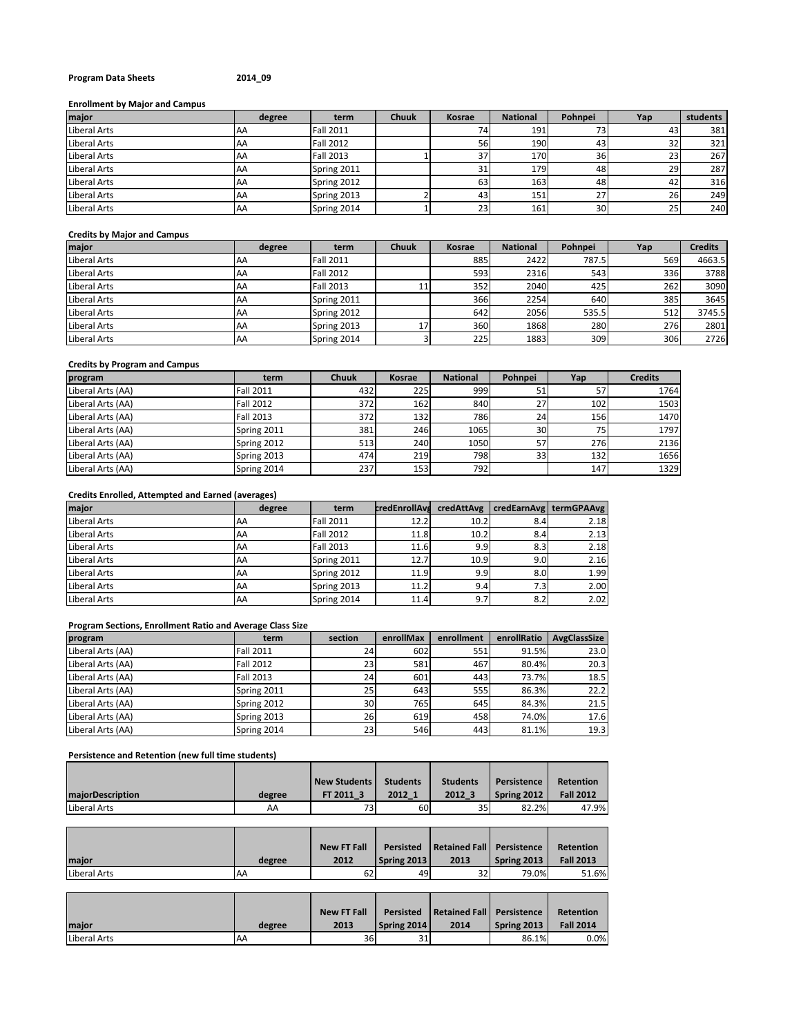**Program Data Sheets** **2014_09**

**Enrollment by Major and Campus**

| major | degree | term | Chuuk | Kosrae | National | Pohnpei | Yap | students |
|---|---|---|---|---|---|---|---|---|
| Liberal Arts | AA | Fall 2011 | | 74 | 191 | 73 | 43 | 381 |
| Liberal Arts | AA | Fall 2012 | | 56 | 190 | 43 | 32 | 321 |
| Liberal Arts | AA | Fall 2013 | 1 | 37 | 170 | 36 | 23 | 267 |
| Liberal Arts | AA | Spring 2011 | | 31 | 179 | 48 | 29 | 287 |
| Liberal Arts | AA | Spring 2012 | | 63 | 163 | 48 | 42 | 316 |
| Liberal Arts | AA | Spring 2013 | 2 | 43 | 151 | 27 | 26 | 249 |
| Liberal Arts | AA | Spring 2014 | 1 | 23 | 161 | 30 | 25 | 240 |

**Credits by Major and Campus**

| major | degree | term | Chuuk | Kosrae | National | Pohnpei | Yap | Credits |
|---|---|---|---|---|---|---|---|---|
| Liberal Arts | AA | Fall 2011 | | 885 | 2422 | 787.5 | 569 | 4663.5 |
| Liberal Arts | AA | Fall 2012 | | 593 | 2316 | 543 | 336 | 3788 |
| Liberal Arts | AA | Fall 2013 | 11 | 352 | 2040 | 425 | 262 | 3090 |
| Liberal Arts | AA | Spring 2011 | | 366 | 2254 | 640 | 385 | 3645 |
| Liberal Arts | AA | Spring 2012 | | 642 | 2056 | 535.5 | 512 | 3745.5 |
| Liberal Arts | AA | Spring 2013 | 17 | 360 | 1868 | 280 | 276 | 2801 |
| Liberal Arts | AA | Spring 2014 | 3 | 225 | 1883 | 309 | 306 | 2726 |

**Credits by Program and Campus**

| program | term | Chuuk | Kosrae | National | Pohnpei | Yap | Credits |
|---|---|---|---|---|---|---|---|
| Liberal Arts (AA) | Fall 2011 | 432 | 225 | 999 | 51 | 57 | 1764 |
| Liberal Arts (AA) | Fall 2012 | 372 | 162 | 840 | 27 | 102 | 1503 |
| Liberal Arts (AA) | Fall 2013 | 372 | 132 | 786 | 24 | 156 | 1470 |
| Liberal Arts (AA) | Spring 2011 | 381 | 246 | 1065 | 30 | 75 | 1797 |
| Liberal Arts (AA) | Spring 2012 | 513 | 240 | 1050 | 57 | 276 | 2136 |
| Liberal Arts (AA) | Spring 2013 | 474 | 219 | 798 | 33 | 132 | 1656 |
| Liberal Arts (AA) | Spring 2014 | 237 | 153 | 792 | | 147 | 1329 |

**Credits Enrolled, Attempted and Earned (averages)**

| major | degree | term | credEnrollAvg | credAttAvg | credEarnAvg | termGPAAvg |
|---|---|---|---|---|---|---|
| Liberal Arts | AA | Fall 2011 | 12.2 | 10.2 | 8.4 | 2.18 |
| Liberal Arts | AA | Fall 2012 | 11.8 | 10.2 | 8.4 | 2.13 |
| Liberal Arts | AA | Fall 2013 | 11.6 | 9.9 | 8.3 | 2.18 |
| Liberal Arts | AA | Spring 2011 | 12.7 | 10.9 | 9.0 | 2.16 |
| Liberal Arts | AA | Spring 2012 | 11.9 | 9.9 | 8.0 | 1.99 |
| Liberal Arts | AA | Spring 2013 | 11.2 | 9.4 | 7.3 | 2.00 |
| Liberal Arts | AA | Spring 2014 | 11.4 | 9.7 | 8.2 | 2.02 |

**Program Sections, Enrollment Ratio and Average Class Size**

| program | term | section | enrollMax | enrollment | enrollRatio | AvgClassSize |
|---|---|---|---|---|---|---|
| Liberal Arts (AA) | Fall 2011 | 24 | 602 | 551 | 91.5% | 23.0 |
| Liberal Arts (AA) | Fall 2012 | 23 | 581 | 467 | 80.4% | 20.3 |
| Liberal Arts (AA) | Fall 2013 | 24 | 601 | 443 | 73.7% | 18.5 |
| Liberal Arts (AA) | Spring 2011 | 25 | 643 | 555 | 86.3% | 22.2 |
| Liberal Arts (AA) | Spring 2012 | 30 | 765 | 645 | 84.3% | 21.5 |
| Liberal Arts (AA) | Spring 2013 | 26 | 619 | 458 | 74.0% | 17.6 |
| Liberal Arts (AA) | Spring 2014 | 23 | 546 | 443 | 81.1% | 19.3 |

**Persistence and Retention (new full time students)**

| majorDescription | degree | New Students FT 2011_3 | Students 2012_1 | Students 2012_3 | Persistence Spring 2012 | Retention Fall 2012 |
|---|---|---|---|---|---|---|
| Liberal Arts | AA | 73 | 60 | 35 | 82.2% | 47.9% |

| major | degree | New FT Fall 2012 | Persisted Spring 2013 | Retained Fall 2013 | Persistence Spring 2013 | Retention Fall 2013 |
|---|---|---|---|---|---|---|
| Liberal Arts | AA | 62 | 49 | 32 | 79.0% | 51.6% |

| major | degree | New FT Fall 2013 | Persisted Spring 2014 | Retained Fall 2014 | Persistence Spring 2013 | Retention Fall 2014 |
|---|---|---|---|---|---|---|
| Liberal Arts | AA | 36 | 31 | | 86.1% | 0.0% |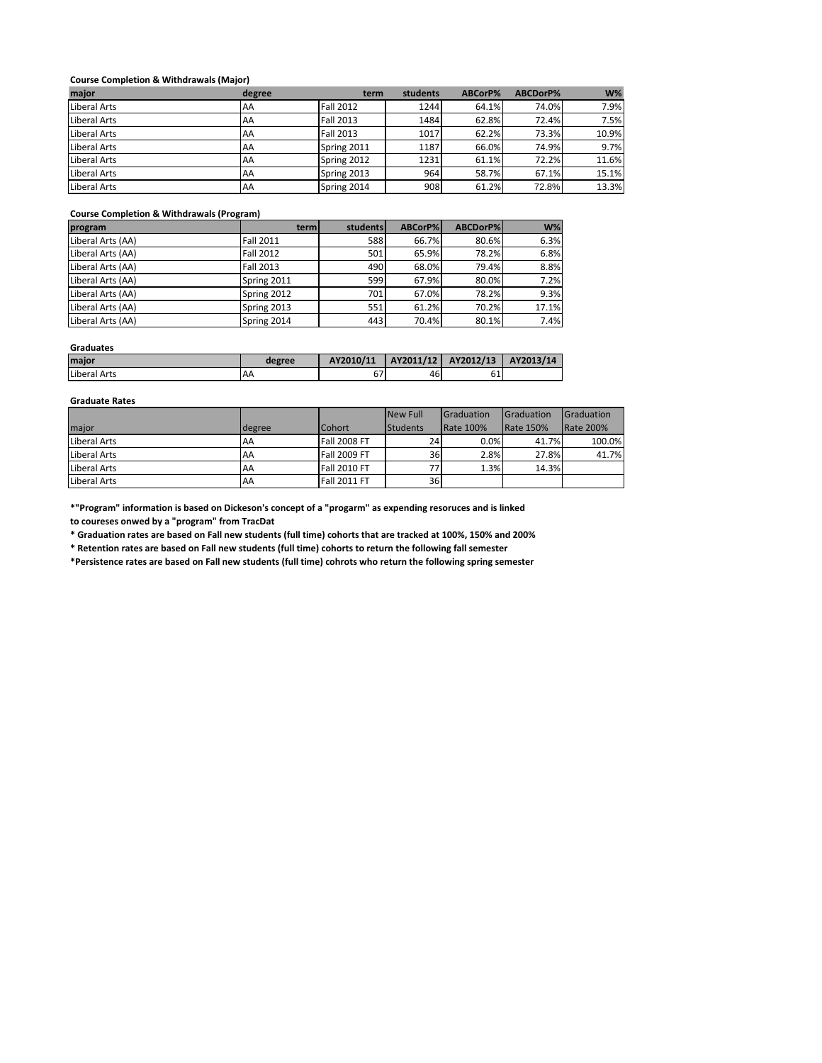**Course Completion & Withdrawals (Major)**

| major | degree | term | students | ABCorP% | ABCDorP% | W% |
|---|---|---|---|---|---|---|
| Liberal Arts | AA | Fall 2012 | 1244 | 64.1% | 74.0% | 7.9% |
| Liberal Arts | AA | Fall 2013 | 1484 | 62.8% | 72.4% | 7.5% |
| Liberal Arts | AA | Fall 2013 | 1017 | 62.2% | 73.3% | 10.9% |
| Liberal Arts | AA | Spring 2011 | 1187 | 66.0% | 74.9% | 9.7% |
| Liberal Arts | AA | Spring 2012 | 1231 | 61.1% | 72.2% | 11.6% |
| Liberal Arts | AA | Spring 2013 | 964 | 58.7% | 67.1% | 15.1% |
| Liberal Arts | AA | Spring 2014 | 908 | 61.2% | 72.8% | 13.3% |

**Course Completion & Withdrawals (Program)**

| program | term | students | ABCorP% | ABCDorP% | W% |
|---|---|---|---|---|---|
| Liberal Arts (AA) | Fall 2011 | 588 | 66.7% | 80.6% | 6.3% |
| Liberal Arts (AA) | Fall 2012 | 501 | 65.9% | 78.2% | 6.8% |
| Liberal Arts (AA) | Fall 2013 | 490 | 68.0% | 79.4% | 8.8% |
| Liberal Arts (AA) | Spring 2011 | 599 | 67.9% | 80.0% | 7.2% |
| Liberal Arts (AA) | Spring 2012 | 701 | 67.0% | 78.2% | 9.3% |
| Liberal Arts (AA) | Spring 2013 | 551 | 61.2% | 70.2% | 17.1% |
| Liberal Arts (AA) | Spring 2014 | 443 | 70.4% | 80.1% | 7.4% |

**Graduates**

| major | degree | AY2010/11 | AY2011/12 | AY2012/13 | AY2013/14 |
|---|---|---|---|---|---|
| Liberal Arts | AA | 67 | 46 | 61 | |

**Graduate Rates**

| major | degree | Cohort | New Full Students | Graduation Rate 100% | Graduation Rate 150% | Graduation Rate 200% |
|---|---|---|---|---|---|---|
| Liberal Arts | AA | Fall 2008 FT | 24 | 0.0% | 41.7% | 100.0% |
| Liberal Arts | AA | Fall 2009 FT | 36 | 2.8% | 27.8% | 41.7% |
| Liberal Arts | AA | Fall 2010 FT | 77 | 1.3% | 14.3% | |
| Liberal Arts | AA | Fall 2011 FT | 36 | | | |

***"Program" information is based on Dickeson's concept of a "progarm" as expending resoruces and is linked to coureses onwed by a "program" from TracDat**

**\* Graduation rates are based on Fall new students (full time) cohorts that are tracked at 100%, 150% and 200%**

**\* Retention rates are based on Fall new students (full time) cohorts to return the following fall semester**

**\*Persistence rates are based on Fall new students (full time) cohrots who return the following spring semester**